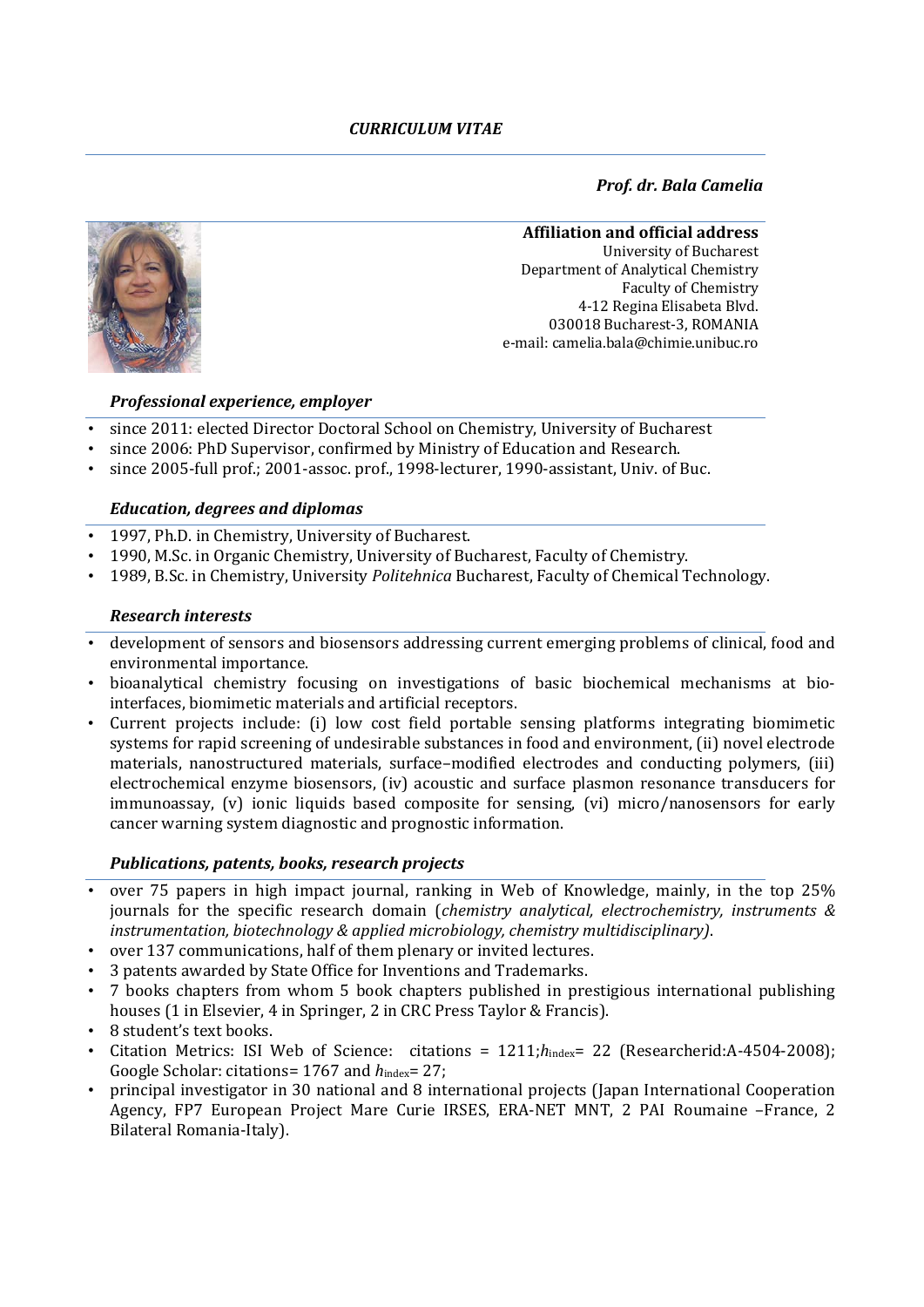*CURRICULUM VITAE*

***Prof. dr. Bala Camelia***

**Affiliation and official address**
University of Bucharest
Department of Analytical Chemistry
Faculty of Chemistry
4-12 Regina Elisabeta Blvd.
030018 Bucharest-3, ROMANIA
e-mail: camelia.bala@chimie.unibuc.ro

### *Professional experience, employer*

- since 2011: elected Director Doctoral School on Chemistry, University of Bucharest
- since 2006: PhD Supervisor, confirmed by Ministry of Education and Research.
- since 2005-full prof.; 2001-assoc. prof., 1998-lecturer, 1990-assistant, Univ. of Buc.

### *Education, degrees and diplomas*

- 1997, Ph.D. in Chemistry, University of Bucharest.
- 1990, M.Sc. in Organic Chemistry, University of Bucharest, Faculty of Chemistry.
- 1989, B.Sc. in Chemistry, University *Politehnica* Bucharest, Faculty of Chemical Technology.

### *Research interests*

- development of sensors and biosensors addressing current emerging problems of clinical, food and environmental importance.
- bioanalytical chemistry focusing on investigations of basic biochemical mechanisms at bio-interfaces, biomimetic materials and artificial receptors.
- Current projects include: (i) low cost field portable sensing platforms integrating biomimetic systems for rapid screening of undesirable substances in food and environment, (ii) novel electrode materials, nanostructured materials, surface–modified electrodes and conducting polymers, (iii) electrochemical enzyme biosensors, (iv) acoustic and surface plasmon resonance transducers for immunoassay, (v) ionic liquids based composite for sensing, (vi) micro/nanosensors for early cancer warning system diagnostic and prognostic information.

### *Publications, patents, books, research projects*

- over 75 papers in high impact journal, ranking in Web of Knowledge, mainly, in the top 25% journals for the specific research domain (*chemistry analytical, electrochemistry, instruments & instrumentation, biotechnology & applied microbiology, chemistry multidisciplinary)*.
- over 137 communications, half of them plenary or invited lectures.
- 3 patents awarded by State Office for Inventions and Trademarks.
- 7 books chapters from whom 5 book chapters published in prestigious international publishing houses (1 in Elsevier, 4 in Springer, 2 in CRC Press Taylor & Francis).
- 8 student's text books.
- Citation Metrics: ISI Web of Science: citations = 1211; $h_{index}$= 22 (Researcherid:A-4504-2008); Google Scholar: citations= 1767 and $h_{index}$= 27;
- principal investigator in 30 national and 8 international projects (Japan International Cooperation Agency, FP7 European Project Mare Curie IRSES, ERA-NET MNT, 2 PAI Roumaine –France, 2 Bilateral Romania-Italy).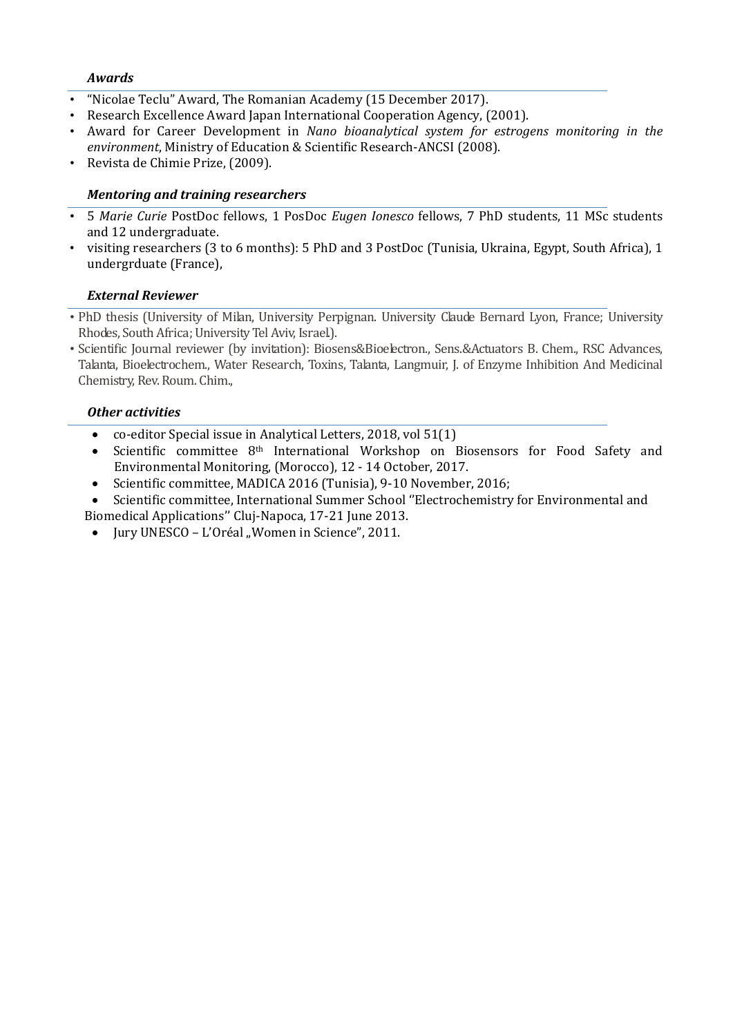### *Awards*

- "Nicolae Teclu" Award, The Romanian Academy (15 December 2017).
- Research Excellence Award Japan International Cooperation Agency, (2001).
- Award for Career Development in *Nano bioanalytical system for estrogens monitoring in the environment*, Ministry of Education & Scientific Research-ANCSI (2008).
- Revista de Chimie Prize, (2009).

### *Mentoring and training researchers*

- 5 *Marie Curie* PostDoc fellows, 1 PosDoc *Eugen Ionesco* fellows, 7 PhD students, 11 MSc students and 12 undergraduate.
- visiting researchers (3 to 6 months): 5 PhD and 3 PostDoc (Tunisia, Ukraina, Egypt, South Africa), 1 undergrduate (France),

### *External Reviewer*

- PhD thesis (University of Milan, University Perpignan. University Claude Bernard Lyon, France; University Rhodes, South Africa; University Tel Aviv, Israel).
- Scientific Journal reviewer (by invitation): Biosens&Bioelectron., Sens.&Actuators B. Chem., RSC Advances, Talanta, Bioelectrochem., Water Research, Toxins, Talanta, Langmuir, J. of Enzyme Inhibition And Medicinal Chemistry, Rev. Roum. Chim.,

### *Other activities*

- co-editor Special issue in Analytical Letters, 2018, vol 51(1)
- Scientific committee 8$^{th}$ International Workshop on Biosensors for Food Safety and Environmental Monitoring, (Morocco), 12 - 14 October, 2017.
- Scientific committee, MADICA 2016 (Tunisia), 9-10 November, 2016;
- Scientific committee, International Summer School ''Electrochemistry for Environmental and Biomedical Applications'' Cluj-Napoca, 17-21 June 2013.
- Jury UNESCO – L'Oréal „Women in Science", 2011.